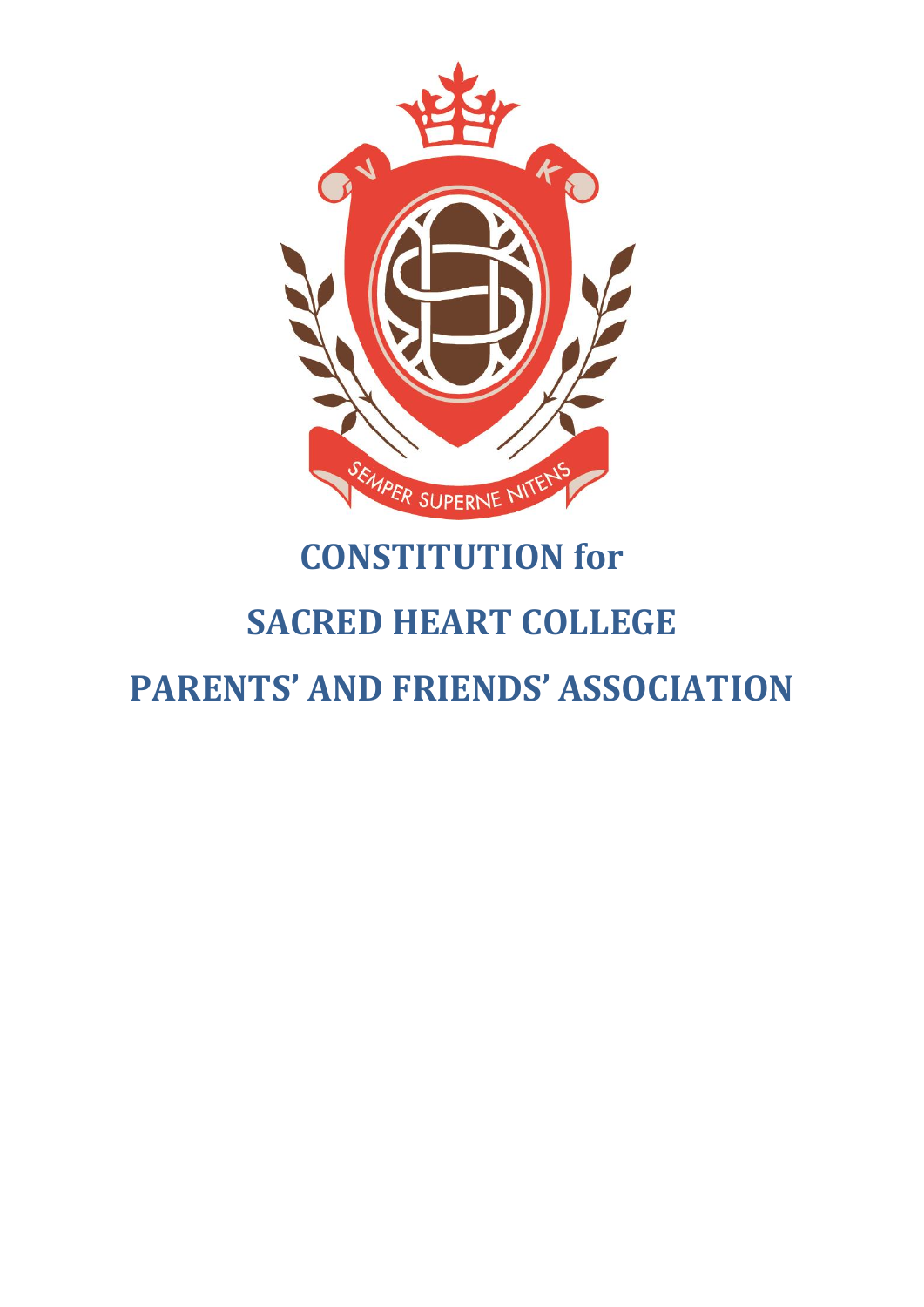# CONSTITUTION for

# SACRED HEART COLLEGE

# PARENTS' AND FRIENDS' ASSOCIATION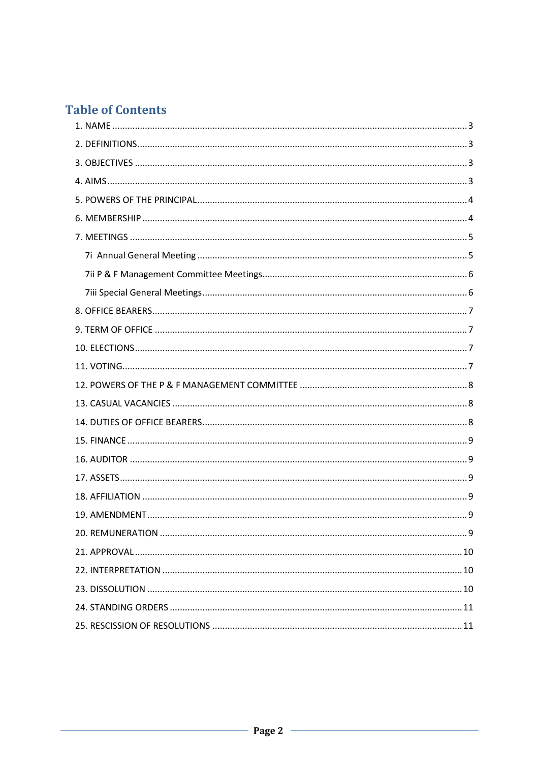## Table of Contents

1. NAME ........ 3
2. DEFINITIONS ........ 3
3. OBJECTIVES ........ 3
4. AIMS ........ 3
5. POWERS OF THE PRINCIPAL ........ 4
6. MEMBERSHIP ........ 4
7. MEETINGS ........ 5
    - 7i Annual General Meeting ........ 5
    - 7ii P & F Management Committee Meetings ........ 6
    - 7iii Special General Meetings ........ 6
8. OFFICE BEARERS ........ 7
9. TERM OF OFFICE ........ 7
10. ELECTIONS ........ 7
11. VOTING ........ 7
12. POWERS OF THE P & F MANAGEMENT COMMITTEE ........ 8
13. CASUAL VACANCIES ........ 8
14. DUTIES OF OFFICE BEARERS ........ 8
15. FINANCE ........ 9
16. AUDITOR ........ 9
17. ASSETS ........ 9
18. AFFILIATION ........ 9
19. AMENDMENT ........ 9
20. REMUNERATION ........ 9
21. APPROVAL ........ 10
22. INTERPRETATION ........ 10
23. DISSOLUTION ........ 10
24. STANDING ORDERS ........ 11
25. RESCISSION OF RESOLUTIONS ........ 11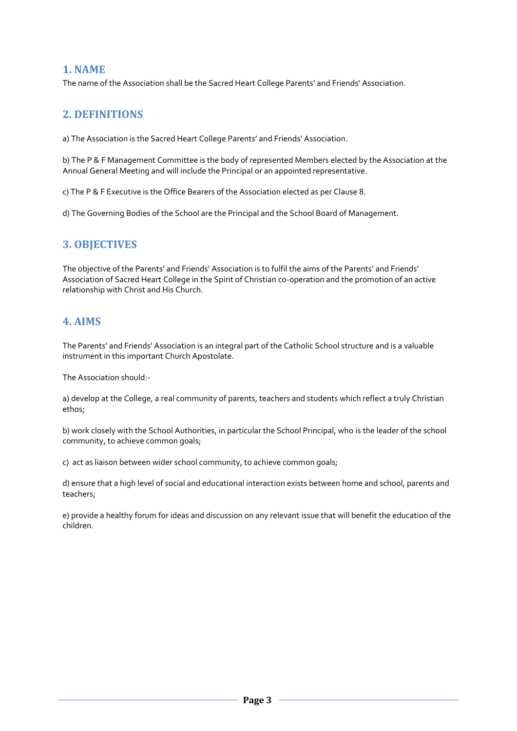## 1. NAME

The name of the Association shall be the Sacred Heart College Parents' and Friends' Association.

## 2. DEFINITIONS

a) The Association is the Sacred Heart College Parents' and Friends' Association.

b) The P & F Management Committee is the body of represented Members elected by the Association at the Annual General Meeting and will include the Principal or an appointed representative.

c) The P & F Executive is the Office Bearers of the Association elected as per Clause 8.

d) The Governing Bodies of the School are the Principal and the School Board of Management.

## 3. OBJECTIVES

The objective of the Parents' and Friends' Association is to fulfil the aims of the Parents' and Friends' Association of Sacred Heart College in the Spirit of Christian co-operation and the promotion of an active relationship with Christ and His Church.

## 4. AIMS

The Parents' and Friends' Association is an integral part of the Catholic School structure and is a valuable instrument in this important Church Apostolate.

The Association should:-

a) develop at the College, a real community of parents, teachers and students which reflect a truly Christian ethos;

b) work closely with the School Authorities, in particular the School Principal, who is the leader of the school community, to achieve common goals;

c) act as liaison between wider school community, to achieve common goals;

d) ensure that a high level of social and educational interaction exists between home and school, parents and teachers;

e) provide a healthy forum for ideas and discussion on any relevant issue that will benefit the education of the children.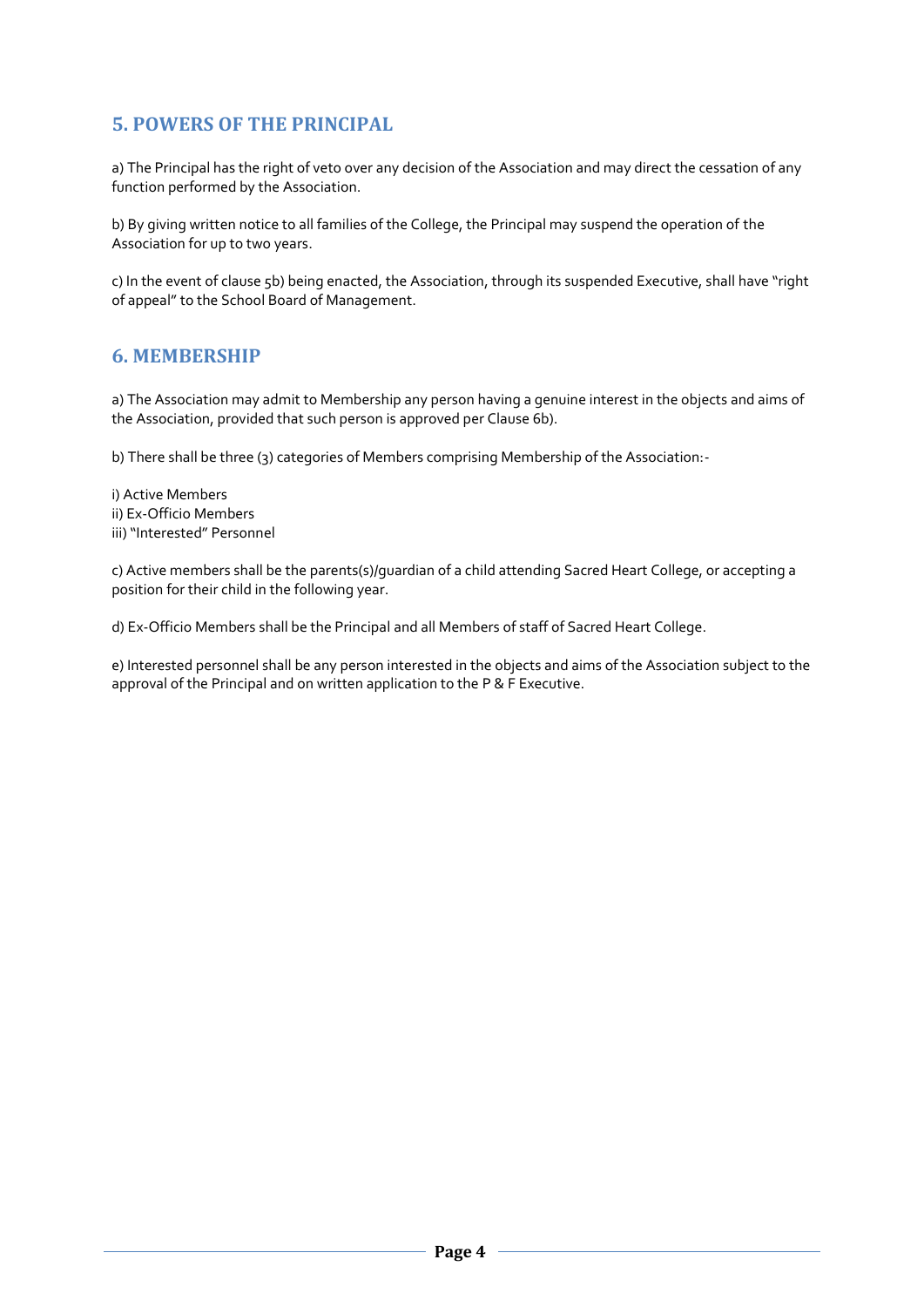## 5. POWERS OF THE PRINCIPAL

a) The Principal has the right of veto over any decision of the Association and may direct the cessation of any function performed by the Association.

b) By giving written notice to all families of the College, the Principal may suspend the operation of the Association for up to two years.

c) In the event of clause 5b) being enacted, the Association, through its suspended Executive, shall have "right of appeal" to the School Board of Management.

## 6. MEMBERSHIP

a) The Association may admit to Membership any person having a genuine interest in the objects and aims of the Association, provided that such person is approved per Clause 6b).

b) There shall be three (3) categories of Members comprising Membership of the Association:-

i) Active Members
ii) Ex-Officio Members
iii) "Interested" Personnel

c) Active members shall be the parents(s)/guardian of a child attending Sacred Heart College, or accepting a position for their child in the following year.

d) Ex-Officio Members shall be the Principal and all Members of staff of Sacred Heart College.

e) Interested personnel shall be any person interested in the objects and aims of the Association subject to the approval of the Principal and on written application to the P & F Executive.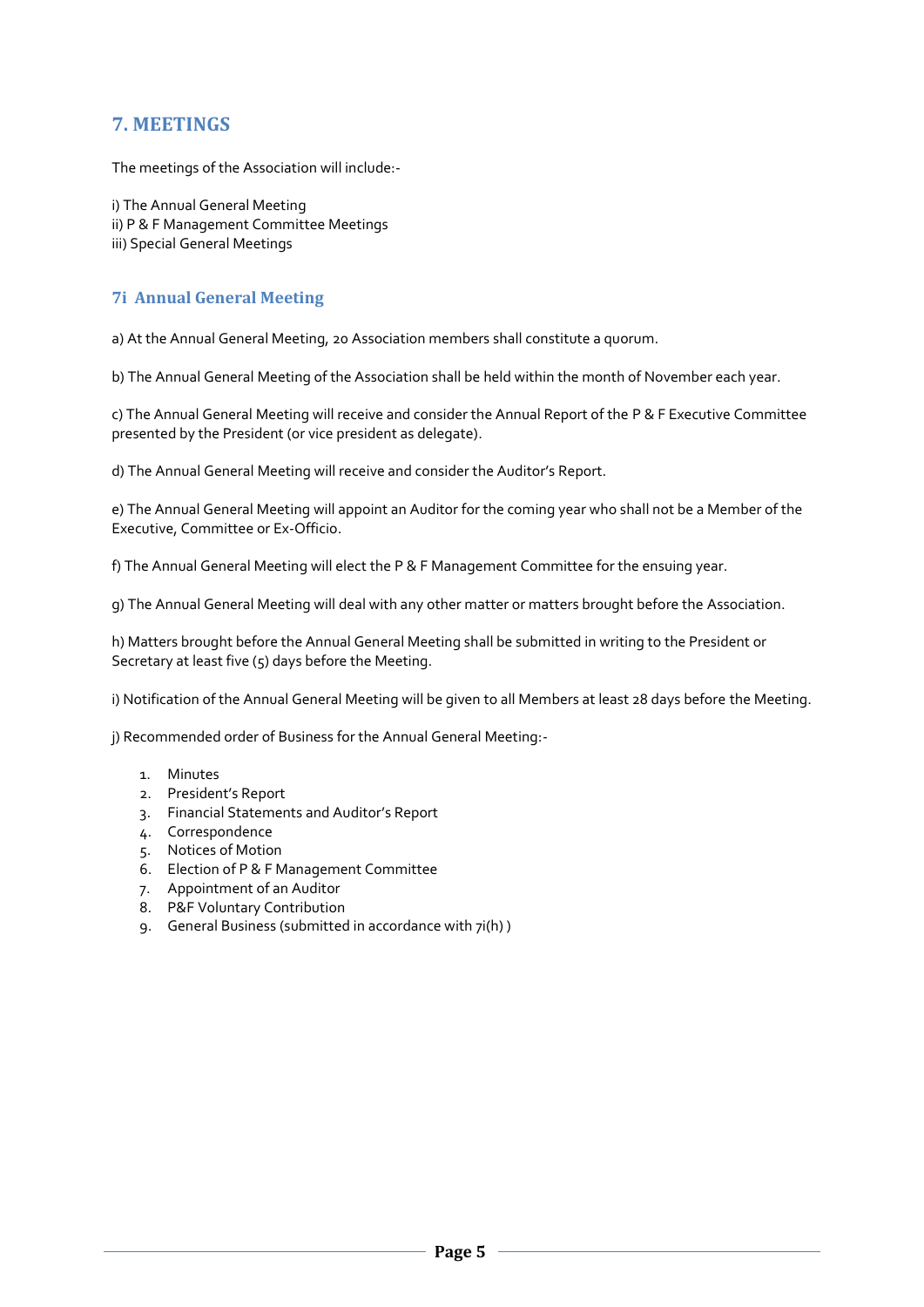## 7. MEETINGS

The meetings of the Association will include:-

i) The Annual General Meeting
ii) P & F Management Committee Meetings
iii) Special General Meetings

### 7i Annual General Meeting

a) At the Annual General Meeting, 20 Association members shall constitute a quorum.

b) The Annual General Meeting of the Association shall be held within the month of November each year.

c) The Annual General Meeting will receive and consider the Annual Report of the P & F Executive Committee presented by the President (or vice president as delegate).

d) The Annual General Meeting will receive and consider the Auditor's Report.

e) The Annual General Meeting will appoint an Auditor for the coming year who shall not be a Member of the Executive, Committee or Ex-Officio.

f) The Annual General Meeting will elect the P & F Management Committee for the ensuing year.

g) The Annual General Meeting will deal with any other matter or matters brought before the Association.

h) Matters brought before the Annual General Meeting shall be submitted in writing to the President or Secretary at least five (5) days before the Meeting.

i) Notification of the Annual General Meeting will be given to all Members at least 28 days before the Meeting.

j) Recommended order of Business for the Annual General Meeting:-

1. Minutes
2. President's Report
3. Financial Statements and Auditor's Report
4. Correspondence
5. Notices of Motion
6. Election of P & F Management Committee
7. Appointment of an Auditor
8. P&F Voluntary Contribution
9. General Business (submitted in accordance with 7i(h) )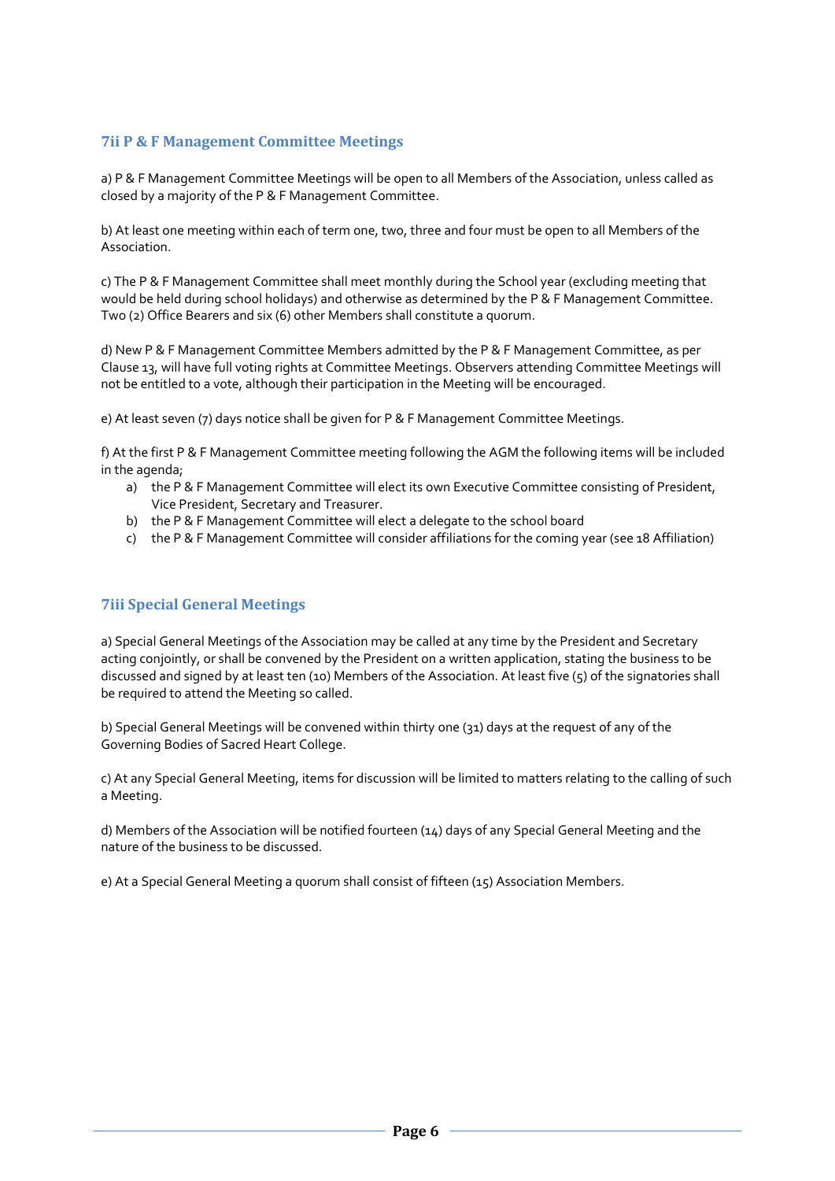### 7ii P & F Management Committee Meetings

a) P & F Management Committee Meetings will be open to all Members of the Association, unless called as closed by a majority of the P & F Management Committee.

b) At least one meeting within each of term one, two, three and four must be open to all Members of the Association.

c) The P & F Management Committee shall meet monthly during the School year (excluding meeting that would be held during school holidays) and otherwise as determined by the P & F Management Committee. Two (2) Office Bearers and six (6) other Members shall constitute a quorum.

d) New P & F Management Committee Members admitted by the P & F Management Committee, as per Clause 13, will have full voting rights at Committee Meetings. Observers attending Committee Meetings will not be entitled to a vote, although their participation in the Meeting will be encouraged.

e) At least seven (7) days notice shall be given for P & F Management Committee Meetings.

f) At the first P & F Management Committee meeting following the AGM the following items will be included in the agenda;

a) the P & F Management Committee will elect its own Executive Committee consisting of President, Vice President, Secretary and Treasurer.
b) the P & F Management Committee will elect a delegate to the school board
c) the P & F Management Committee will consider affiliations for the coming year (see 18 Affiliation)

### 7iii Special General Meetings

a) Special General Meetings of the Association may be called at any time by the President and Secretary acting conjointly, or shall be convened by the President on a written application, stating the business to be discussed and signed by at least ten (10) Members of the Association. At least five (5) of the signatories shall be required to attend the Meeting so called.

b) Special General Meetings will be convened within thirty one (31) days at the request of any of the Governing Bodies of Sacred Heart College.

c) At any Special General Meeting, items for discussion will be limited to matters relating to the calling of such a Meeting.

d) Members of the Association will be notified fourteen (14) days of any Special General Meeting and the nature of the business to be discussed.

e) At a Special General Meeting a quorum shall consist of fifteen (15) Association Members.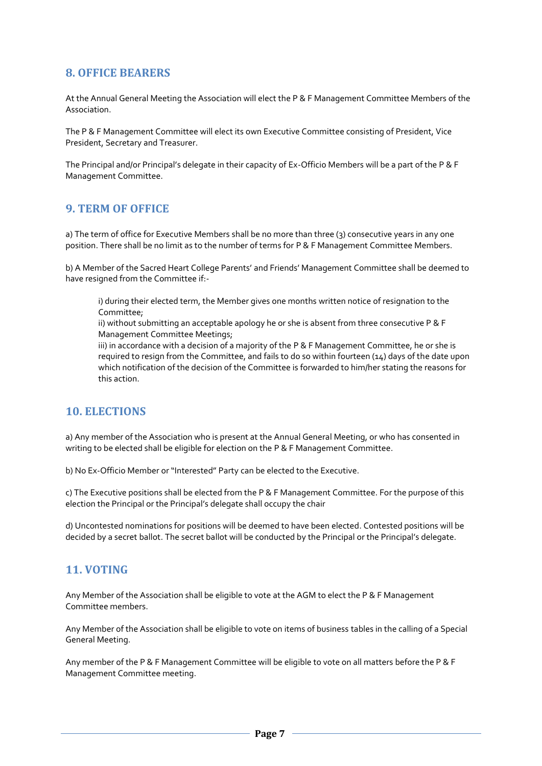## 8. OFFICE BEARERS

At the Annual General Meeting the Association will elect the P & F Management Committee Members of the Association.

The P & F Management Committee will elect its own Executive Committee consisting of President, Vice President, Secretary and Treasurer.

The Principal and/or Principal's delegate in their capacity of Ex-Officio Members will be a part of the P & F Management Committee.

## 9. TERM OF OFFICE

a) The term of office for Executive Members shall be no more than three (3) consecutive years in any one position. There shall be no limit as to the number of terms for P & F Management Committee Members.

b) A Member of the Sacred Heart College Parents' and Friends' Management Committee shall be deemed to have resigned from the Committee if:-

> i) during their elected term, the Member gives one months written notice of resignation to the Committee;
> ii) without submitting an acceptable apology he or she is absent from three consecutive P & F Management Committee Meetings;
> iii) in accordance with a decision of a majority of the P & F Management Committee, he or she is required to resign from the Committee, and fails to do so within fourteen (14) days of the date upon which notification of the decision of the Committee is forwarded to him/her stating the reasons for this action.

## 10. ELECTIONS

a) Any member of the Association who is present at the Annual General Meeting, or who has consented in writing to be elected shall be eligible for election on the P & F Management Committee.

b) No Ex-Officio Member or "Interested" Party can be elected to the Executive.

c) The Executive positions shall be elected from the P & F Management Committee. For the purpose of this election the Principal or the Principal's delegate shall occupy the chair

d) Uncontested nominations for positions will be deemed to have been elected. Contested positions will be decided by a secret ballot. The secret ballot will be conducted by the Principal or the Principal's delegate.

## 11. VOTING

Any Member of the Association shall be eligible to vote at the AGM to elect the P & F Management Committee members.

Any Member of the Association shall be eligible to vote on items of business tables in the calling of a Special General Meeting.

Any member of the P & F Management Committee will be eligible to vote on all matters before the P & F Management Committee meeting.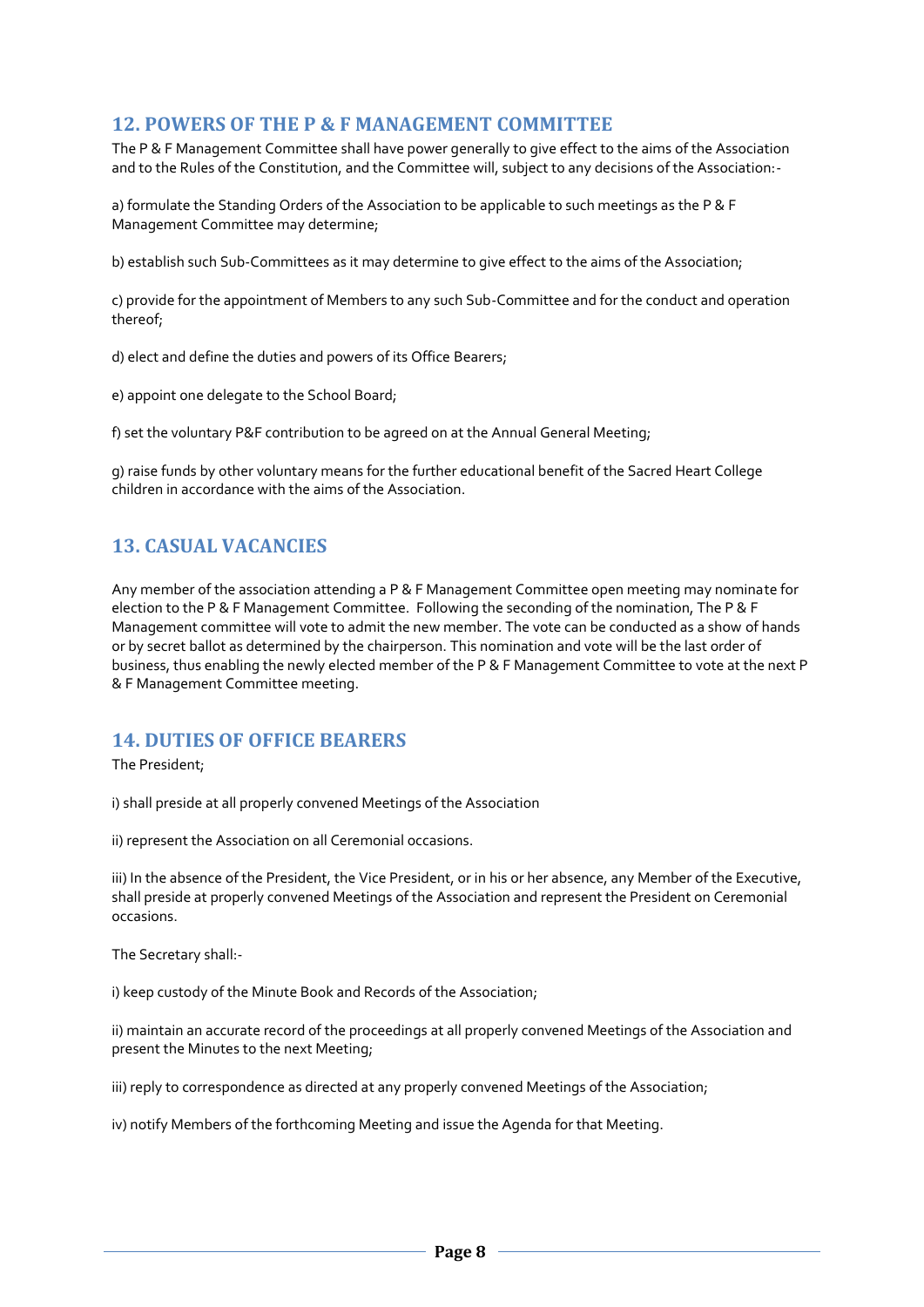## 12. POWERS OF THE P & F MANAGEMENT COMMITTEE

The P & F Management Committee shall have power generally to give effect to the aims of the Association and to the Rules of the Constitution, and the Committee will, subject to any decisions of the Association:-

a) formulate the Standing Orders of the Association to be applicable to such meetings as the P & F Management Committee may determine;

b) establish such Sub-Committees as it may determine to give effect to the aims of the Association;

c) provide for the appointment of Members to any such Sub-Committee and for the conduct and operation thereof;

d) elect and define the duties and powers of its Office Bearers;

e) appoint one delegate to the School Board;

f) set the voluntary P&F contribution to be agreed on at the Annual General Meeting;

g) raise funds by other voluntary means for the further educational benefit of the Sacred Heart College children in accordance with the aims of the Association.

## 13. CASUAL VACANCIES

Any member of the association attending a P & F Management Committee open meeting may nominate for election to the P & F Management Committee. Following the seconding of the nomination, The P & F Management committee will vote to admit the new member. The vote can be conducted as a show of hands or by secret ballot as determined by the chairperson. This nomination and vote will be the last order of business, thus enabling the newly elected member of the P & F Management Committee to vote at the next P & F Management Committee meeting.

## 14. DUTIES OF OFFICE BEARERS

The President;

i) shall preside at all properly convened Meetings of the Association

ii) represent the Association on all Ceremonial occasions.

iii) In the absence of the President, the Vice President, or in his or her absence, any Member of the Executive, shall preside at properly convened Meetings of the Association and represent the President on Ceremonial occasions.

The Secretary shall:-

i) keep custody of the Minute Book and Records of the Association;

ii) maintain an accurate record of the proceedings at all properly convened Meetings of the Association and present the Minutes to the next Meeting;

iii) reply to correspondence as directed at any properly convened Meetings of the Association;

iv) notify Members of the forthcoming Meeting and issue the Agenda for that Meeting.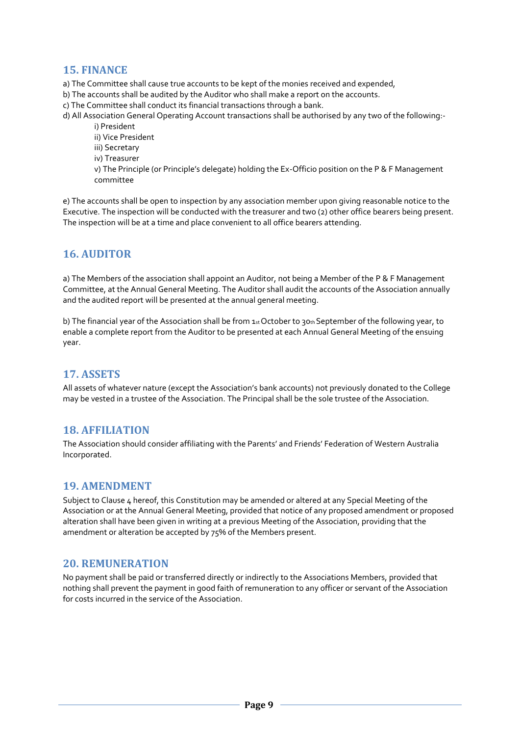## 15. FINANCE

a) The Committee shall cause true accounts to be kept of the monies received and expended,
b) The accounts shall be audited by the Auditor who shall make a report on the accounts.
c) The Committee shall conduct its financial transactions through a bank.
d) All Association General Operating Account transactions shall be authorised by any two of the following:-

i) President
ii) Vice President
iii) Secretary
iv) Treasurer
v) The Principle (or Principle's delegate) holding the Ex-Officio position on the P & F Management committee

e) The accounts shall be open to inspection by any association member upon giving reasonable notice to the Executive. The inspection will be conducted with the treasurer and two (2) other office bearers being present. The inspection will be at a time and place convenient to all office bearers attending.

## 16. AUDITOR

a) The Members of the association shall appoint an Auditor, not being a Member of the P & F Management Committee, at the Annual General Meeting. The Auditor shall audit the accounts of the Association annually and the audited report will be presented at the annual general meeting.

b) The financial year of the Association shall be from 1st October to 30th September of the following year, to enable a complete report from the Auditor to be presented at each Annual General Meeting of the ensuing year.

## 17. ASSETS

All assets of whatever nature (except the Association's bank accounts) not previously donated to the College may be vested in a trustee of the Association. The Principal shall be the sole trustee of the Association.

## 18. AFFILIATION

The Association should consider affiliating with the Parents' and Friends' Federation of Western Australia Incorporated.

## 19. AMENDMENT

Subject to Clause 4 hereof, this Constitution may be amended or altered at any Special Meeting of the Association or at the Annual General Meeting, provided that notice of any proposed amendment or proposed alteration shall have been given in writing at a previous Meeting of the Association, providing that the amendment or alteration be accepted by 75% of the Members present.

## 20. REMUNERATION

No payment shall be paid or transferred directly or indirectly to the Associations Members, provided that nothing shall prevent the payment in good faith of remuneration to any officer or servant of the Association for costs incurred in the service of the Association.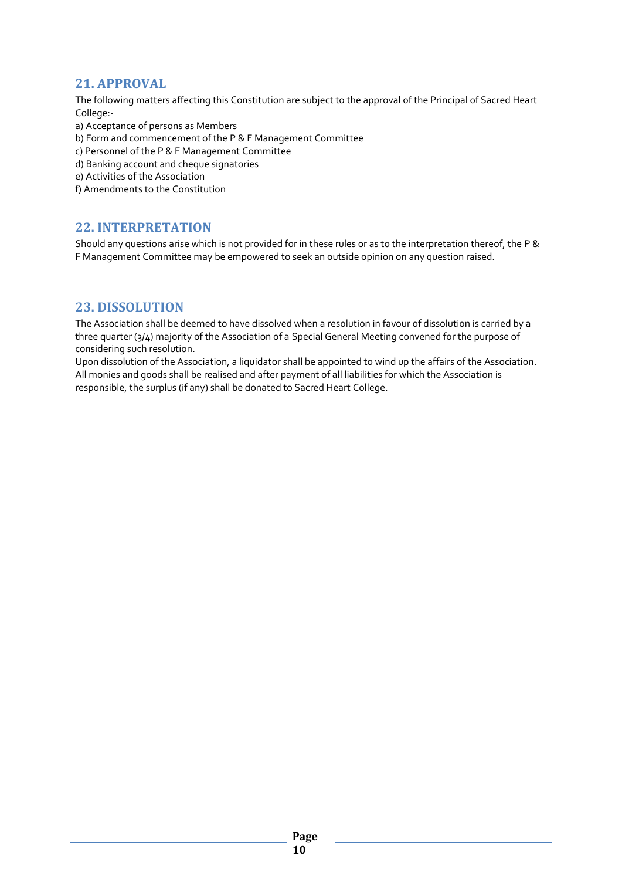## 21. APPROVAL

The following matters affecting this Constitution are subject to the approval of the Principal of Sacred Heart College:-

a) Acceptance of persons as Members
b) Form and commencement of the P & F Management Committee
c) Personnel of the P & F Management Committee
d) Banking account and cheque signatories
e) Activities of the Association
f) Amendments to the Constitution

## 22. INTERPRETATION

Should any questions arise which is not provided for in these rules or as to the interpretation thereof, the P & F Management Committee may be empowered to seek an outside opinion on any question raised.

## 23. DISSOLUTION

The Association shall be deemed to have dissolved when a resolution in favour of dissolution is carried by a three quarter (3/4) majority of the Association of a Special General Meeting convened for the purpose of considering such resolution.

Upon dissolution of the Association, a liquidator shall be appointed to wind up the affairs of the Association. All monies and goods shall be realised and after payment of all liabilities for which the Association is responsible, the surplus (if any) shall be donated to Sacred Heart College.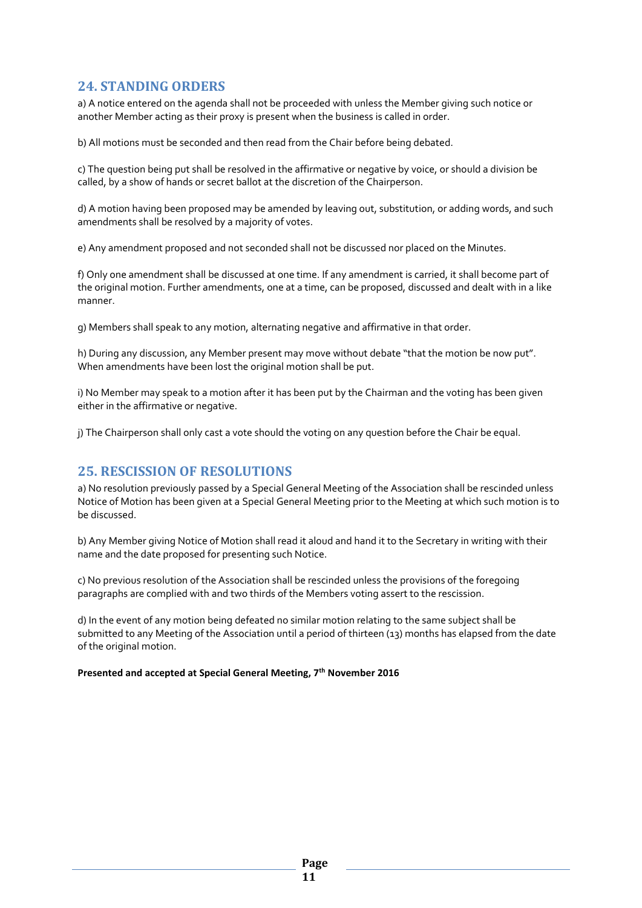## 24. STANDING ORDERS

a) A notice entered on the agenda shall not be proceeded with unless the Member giving such notice or another Member acting as their proxy is present when the business is called in order.

b) All motions must be seconded and then read from the Chair before being debated.

c) The question being put shall be resolved in the affirmative or negative by voice, or should a division be called, by a show of hands or secret ballot at the discretion of the Chairperson.

d) A motion having been proposed may be amended by leaving out, substitution, or adding words, and such amendments shall be resolved by a majority of votes.

e) Any amendment proposed and not seconded shall not be discussed nor placed on the Minutes.

f) Only one amendment shall be discussed at one time. If any amendment is carried, it shall become part of the original motion. Further amendments, one at a time, can be proposed, discussed and dealt with in a like manner.

g) Members shall speak to any motion, alternating negative and affirmative in that order.

h) During any discussion, any Member present may move without debate "that the motion be now put". When amendments have been lost the original motion shall be put.

i) No Member may speak to a motion after it has been put by the Chairman and the voting has been given either in the affirmative or negative.

j) The Chairperson shall only cast a vote should the voting on any question before the Chair be equal.

## 25. RESCISSION OF RESOLUTIONS

a) No resolution previously passed by a Special General Meeting of the Association shall be rescinded unless Notice of Motion has been given at a Special General Meeting prior to the Meeting at which such motion is to be discussed.

b) Any Member giving Notice of Motion shall read it aloud and hand it to the Secretary in writing with their name and the date proposed for presenting such Notice.

c) No previous resolution of the Association shall be rescinded unless the provisions of the foregoing paragraphs are complied with and two thirds of the Members voting assert to the rescission.

d) In the event of any motion being defeated no similar motion relating to the same subject shall be submitted to any Meeting of the Association until a period of thirteen (13) months has elapsed from the date of the original motion.

**Presented and accepted at Special General Meeting, 7th November 2016**